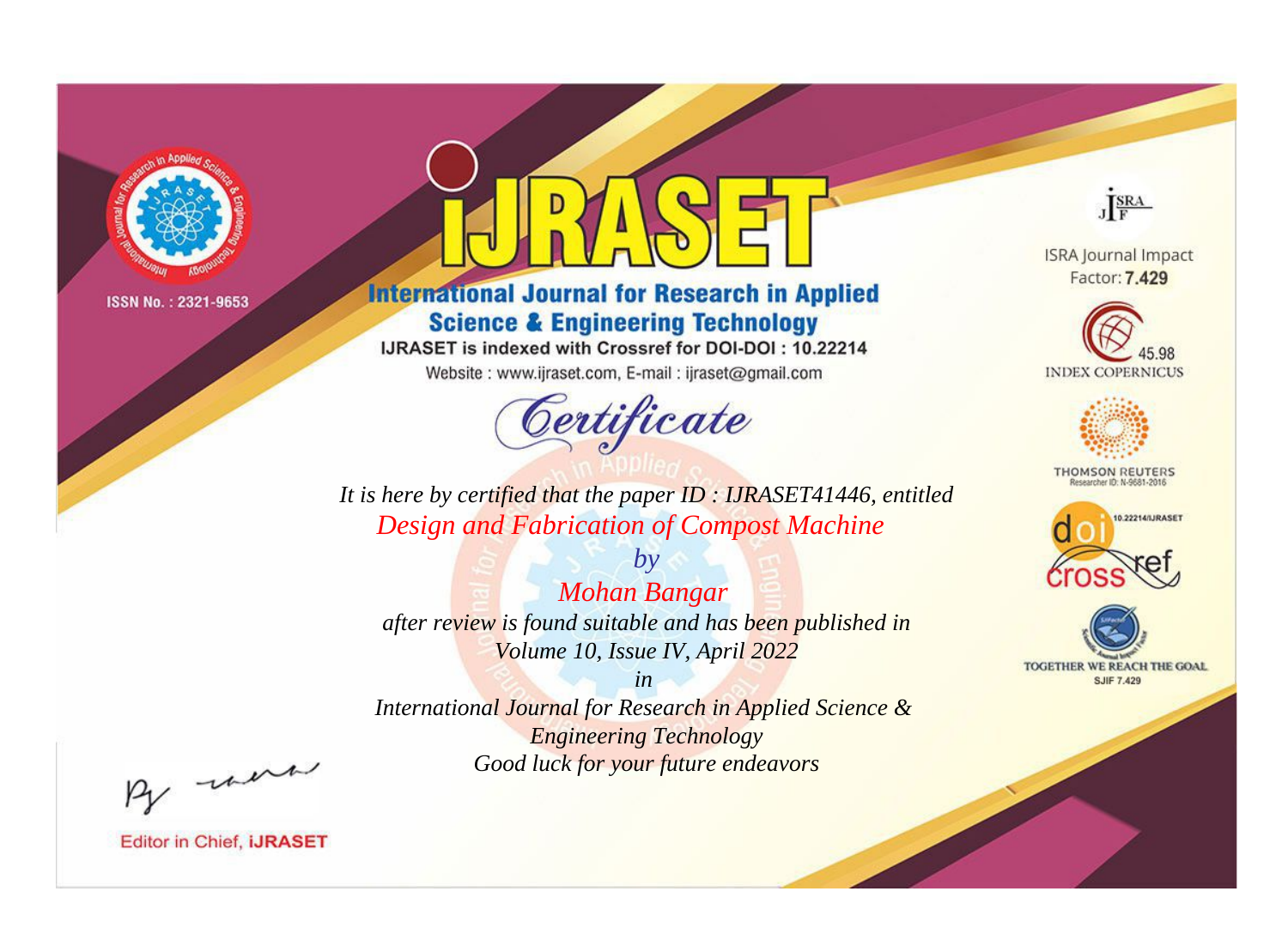ISSN No. : 2321-9653

# iJRASET

## International Journal for Research in Applied Science & Engineering Technology

IJRASET is indexed with Crossref for DOI-DOI : 10.22214

Website : www.ijraset.com, E-mail : ijraset@gmail.com

ISRA Journal Impact Factor: **7.429**

45.98 INDEX COPERNICUS

THOMSON REUTERS Researcher ID: N-9681-2016

10.22214/IJRASET

TOGETHER WE REACH THE GOAL SJIF 7.429

# *Certificate*

*It is here by certified that the paper ID : IJRASET41446, entitled*

*Design and Fabrication of Compost Machine*

*by*

*Mohan Bangar*

*after review is found suitable and has been published in*

*Volume 10, Issue IV, April 2022*

*in*

*International Journal for Research in Applied Science & Engineering Technology*

*Good luck for your future endeavors*

Editor in Chief, **iJRASET**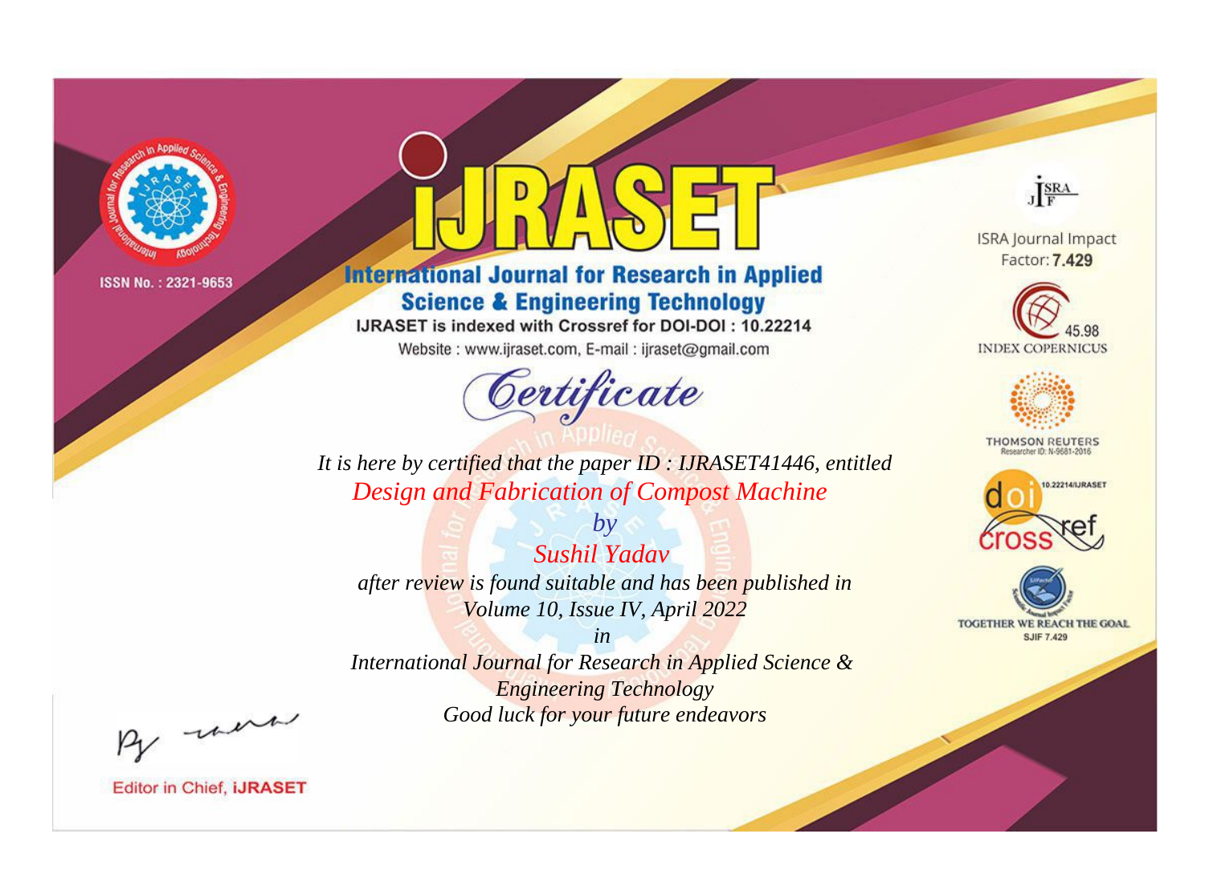ISSN No. : 2321-9653

# IJRASET

## International Journal for Research in Applied Science & Engineering Technology

IJRASET is indexed with Crossref for DOI-DOI : 10.22214

Website : www.ijraset.com, E-mail : ijraset@gmail.com

## Certificate

*It is here by certified that the paper ID : IJRASET41446, entitled*

*Design and Fabrication of Compost Machine*

*by*

*Sushil Yadav*

*after review is found suitable and has been published in*

*Volume 10, Issue IV, April 2022*

*in*

*International Journal for Research in Applied Science & Engineering Technology*

*Good luck for your future endeavors*

ISRA Journal Impact Factor: **7.429**

45.98 INDEX COPERNICUS

THOMSON REUTERS Researcher ID: N-9681-2016

10.22214/IJRASET

TOGETHER WE REACH THE GOAL SJIF 7.429

Editor in Chief, **iJRASET**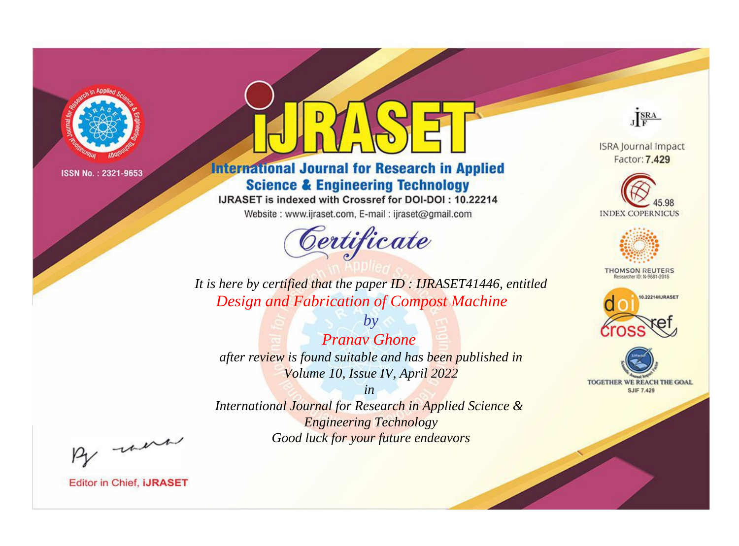ISSN No. : 2321-9653

# iJRASET

## International Journal for Research in Applied Science & Engineering Technology

IJRASET is indexed with Crossref for DOI-DOI : 10.22214

Website : www.ijraset.com, E-mail : ijraset@gmail.com

*Certificate*

*It is here by certified that the paper ID : IJRASET41446, entitled*

*Design and Fabrication of Compost Machine*

*by*

*Pranav Ghone*

*after review is found suitable and has been published in*

*Volume 10, Issue IV, April 2022*

*in*

*International Journal for Research in Applied Science & Engineering Technology*

*Good luck for your future endeavors*

ISRA Journal Impact Factor: **7.429**

45.98 INDEX COPERNICUS

THOMSON REUTERS
Researcher ID: N-9681-2016

10.22214/IJRASET

TOGETHER WE REACH THE GOAL
SJIF 7.429

Editor in Chief, **iJRASET**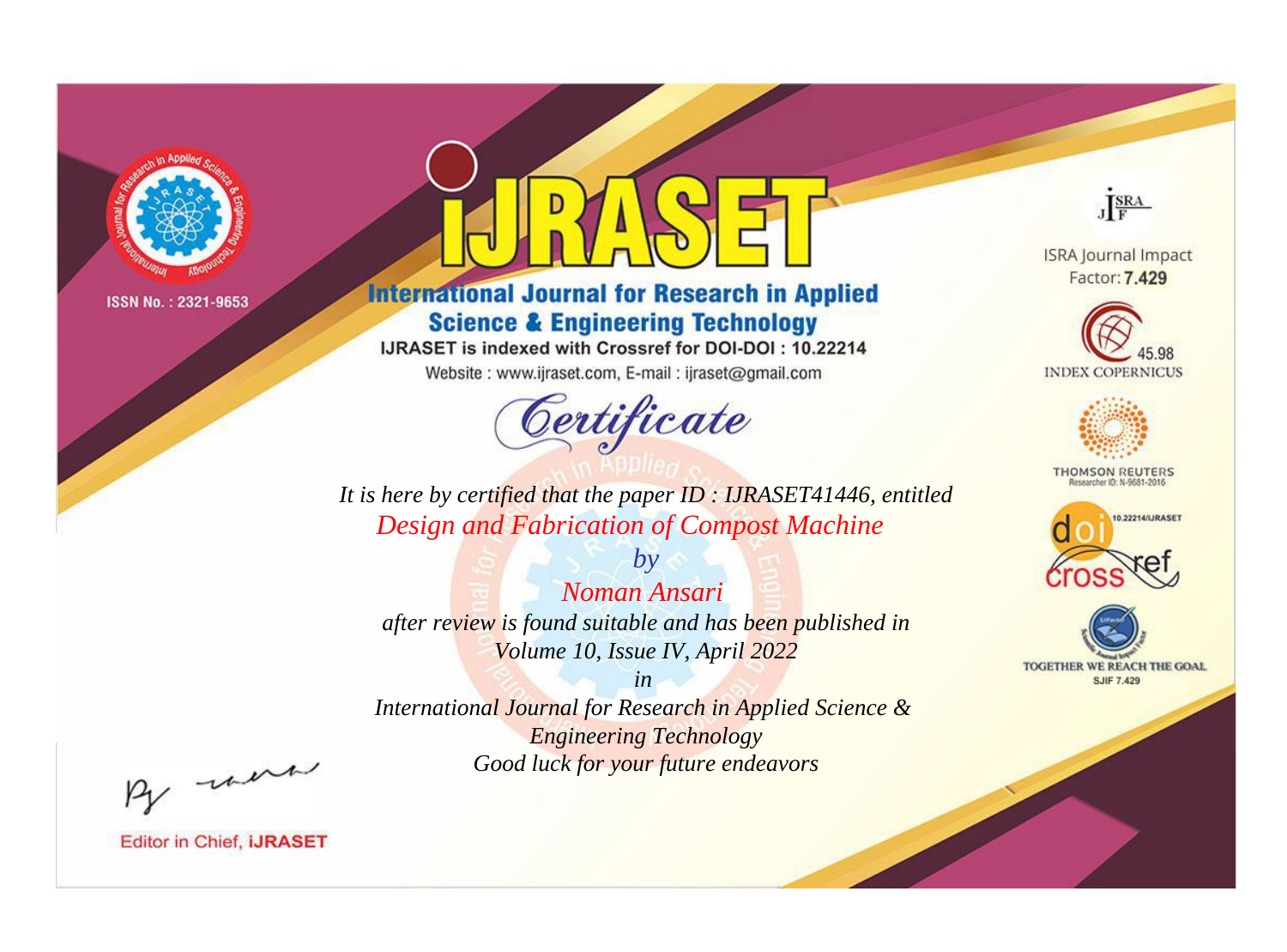ISSN No. : 2321-9653

# iJRASET

## International Journal for Research in Applied Science & Engineering Technology

IJRASET is indexed with Crossref for DOI-DOI : 10.22214

Website : www.ijraset.com, E-mail : ijraset@gmail.com

# Certificate

*It is here by certified that the paper ID : IJRASET41446, entitled*

*Design and Fabrication of Compost Machine*

*by*

*Noman Ansari*

*after review is found suitable and has been published in*

*Volume 10, Issue IV, April 2022*

*in*

*International Journal for Research in Applied Science & Engineering Technology*

*Good luck for your future endeavors*

ISRA Journal Impact Factor: **7.429**

45.98 INDEX COPERNICUS

THOMSON REUTERS Researcher ID: N-9681-2016

10.22214/IJRASET

TOGETHER WE REACH THE GOAL SJIF 7.429

Editor in Chief, **iJRASET**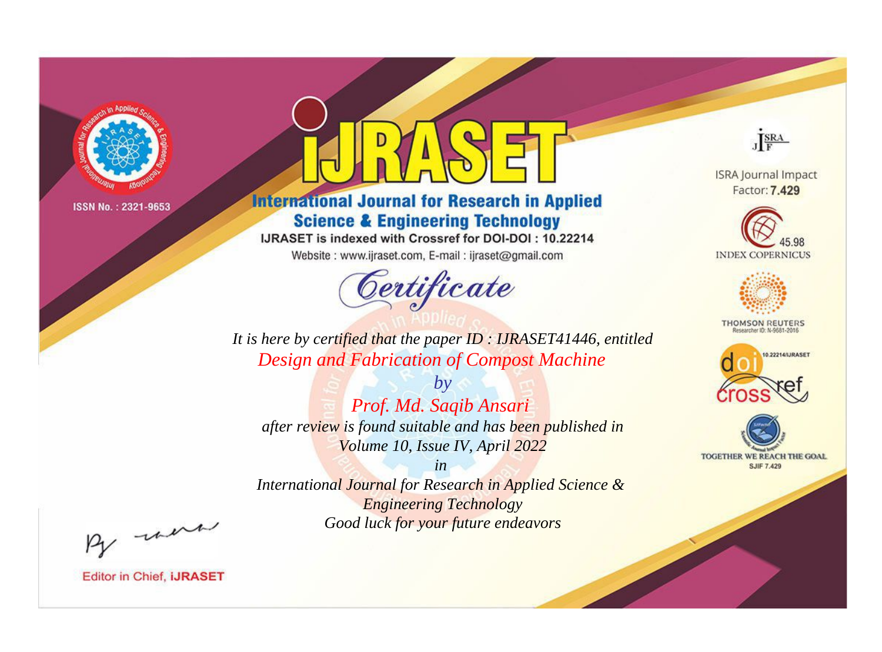ISSN No. : 2321-9653

# iJRASET

## International Journal for Research in Applied Science & Engineering Technology

IJRASET is indexed with Crossref for DOI-DOI : 10.22214

Website : www.ijraset.com, E-mail : ijraset@gmail.com

ISRA Journal Impact Factor: **7.429**

45.98 INDEX COPERNICUS

THOMSON REUTERS Researcher ID: N-9681-2016

10.22214/IJRASET

TOGETHER WE REACH THE GOAL SJIF 7.429

# *Certificate*

*It is here by certified that the paper ID : IJRASET41446, entitled*

*Design and Fabrication of Compost Machine*

*by*

*Prof. Md. Saqib Ansari*

*after review is found suitable and has been published in*

*Volume 10, Issue IV, April 2022*

*in*

*International Journal for Research in Applied Science & Engineering Technology*

*Good luck for your future endeavors*

Editor in Chief, **iJRASET**